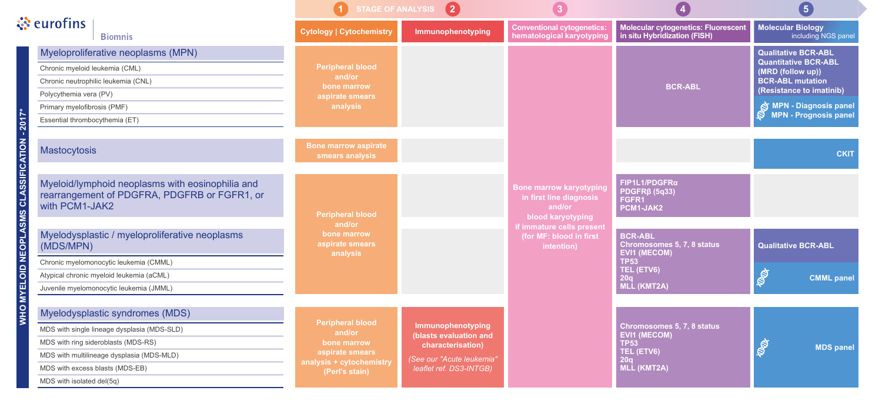eurofins | Biomnis

# WHO MYELOID NEOPLASMS CLASSIFICATION - 2017*

STAGE OF ANALYSIS

| WHO Myeloid Neoplasms Classification - 2017* | 1. Cytology \| Cytochemistry | 2. Immunophenotyping | 3. Conventional cytogenetics: hematological karyotyping | 4. Molecular cytogenetics: Fluorescent in situ Hybridization (FISH) | 5. Molecular Biology including NGS panel |
|---|---|---|---|---|---|
| **Myeloproliferative neoplasms (MPN)**<br>Chronic myeloid leukemia (CML)<br>Chronic neutrophilic leukemia (CNL)<br>Polycythemia vera (PV)<br>Primary myelofibrosis (PMF)<br>Essential thrombocythemia (ET) | Peripheral blood and/or bone marrow aspirate smears analysis | | Bone marrow karyotyping in first line diagnosis and/or blood karyotyping if immature cells present (for MF: blood in first intention) | BCR-ABL | Qualitative BCR-ABL<br>Quantitative BCR-ABL (MRD (follow up))<br>BCR-ABL mutation (Resistance to imatinib)<br>MPN - Diagnosis panel<br>MPN - Prognosis panel |
| **Mastocytosis** | Bone marrow aspirate smears analysis | | | | CKIT |
| **Myeloid/lymphoid neoplasms with eosinophilia and rearrangement of PDGFRA, PDGFRB or FGFR1, or with PCM1-JAK2** | Peripheral blood and/or bone marrow aspirate smears analysis | | | FIP1L1/PDGFRα<br>PDGFRβ (5q33)<br>FGFR1<br>PCM1-JAK2 | |
| **Myelodysplastic / myeloproliferative neoplasms (MDS/MPN)**<br>Chronic myelomonocytic leukemia (CMML)<br>Atypical chronic myeloid leukemia (aCML)<br>Juvenile myelomonocytic leukemia (JMML) | | | | BCR-ABL<br>Chromosomes 5, 7, 8 status<br>EVI1 (MECOM)<br>TP53<br>TEL (ETV6)<br>20q<br>MLL (KMT2A) | Qualitative BCR-ABL<br>CMML panel |
| **Myelodysplastic syndromes (MDS)**<br>MDS with single lineage dysplasia (MDS-SLD)<br>MDS with ring sideroblasts (MDS-RS)<br>MDS with multilineage dysplasia (MDS-MLD)<br>MDS with excess blasts (MDS-EB)<br>MDS with isolated del(5q) | Peripheral blood and/or bone marrow aspirate smears analysis + cytochemistry (Perl's stain) | Immunophenotyping (blasts evaluation and characterisation)<br>*(See our "Acute leukemia" leaflet ref. DS3-INTGB)* | | Chromosomes 5, 7, 8 status<br>EVI1 (MECOM)<br>TP53<br>TEL (ETV6)<br>20q<br>MLL (KMT2A) | MDS panel |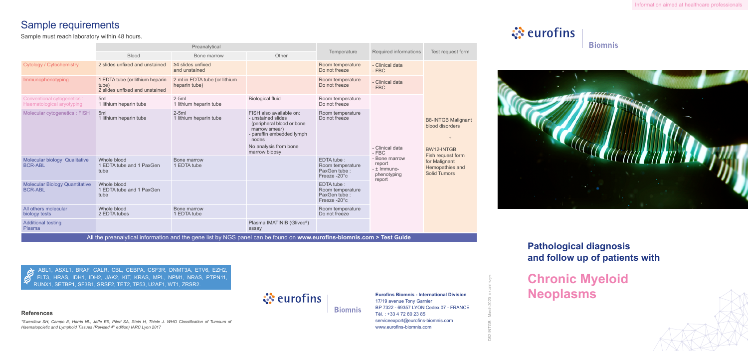Information aimed at healthcare professionals

## Sample requirements

Sample must reach laboratory within 48 hours.

| | Preanalytical | | | Temperature | Required informations | Test request form |
|---|---|---|---|---|---|---|
| | Blood | Bone marrow | Other | | | |
| Cytology / Cytochemistry | 2 slides unfixed and unstained | ≥4 slides unfixed and unstained | | Room temperature Do not freeze | - Clinical data - FBC | B8-INTGB Malignant blood disorders + BW12-INTGB Fish request form for Malignant Hemopathies and Solid Tumors |
| Immunophenotyping | 1 EDTA tube (or lithium heparin tube) 2 slides unfixed and unstained | 2 ml in EDTA tube (or lithium heparin tube) | | Room temperature Do not freeze | - Clinical data - FBC | |
| Conventional cytogenetics : Haematological aryotyping | 5ml 1 lithium heparin tube | 2-5ml 1 lithium heparin tube | Biological fluid | Room temperature Do not freeze | - Clinical data - FBC - Bone marrow report - ± Immuno-phenotyping report | |
| Molecular cytogenetics : FISH | 5ml 1 lithium heparin tube | 2-5ml 1 lithium heparin tube | FISH also available on: - unstained slides (peripheral blood or bone marrow smear) - paraffin embedded lymph nodes No analysis from bone marrow biopsy | Room temperature Do not freeze | | |
| Molecular biology Qualitative BCR-ABL | Whole blood 1 EDTA tube and 1 PaxGen tube | Bone marrow 1 EDTA tube | | EDTA tube : Room temperature PaxGen tube : Freeze -20°c | | |
| Molecular Biology Quantitative BCR-ABL | Whole blood 1 EDTA tube and 1 PaxGen tube | | | EDTA tube : Room temperature PaxGen tube : Freeze -20°c | | |
| All others molecular biology tests | Whole blood 2 EDTA tubes | Bone marrow 1 EDTA tube | | Room temperature Do not freeze | | |
| Additional testing Plasma | | | Plasma IMATINIB (Glivec®) assay | | | |

All the preanalytical information and the gene list by NGS panel can be found on **www.eurofins-biomnis.com > Test Guide**

ABL1, ASXL1, BRAF, CALR, CBL, CEBPA, CSF3R, DNMT3A, ETV6, EZH2, FLT3, HRAS, IDH1, IDH2, JAK2, KIT, KRAS, MPL, NPM1, NRAS, PTPN11, RUNX1, SETBP1, SF3B1, SRSF2, TET2, TP53, U2AF1, WT1, ZRSR2.

### References

*\*Swerdlow SH, Campo E, Harris NL, Jaffe ES, Pileri SA, Stein H, Thiele J. WHO Classification of Tumours of Haematopoietic and Lymphoid Tissues (Revised 4th edition) IARC Lyon 2017*

eurofins | Biomnis

**Eurofins Biomnis - International Division**
17/19 avenue Tony Garnier
BP 7322 - 69357 LYON Cedex 07 - FRANCE
Tél. : +33 4 72 80 23 85
serviceexport@eurofins-biomnis.com
www.eurofins-biomnis.com

DS2-INTGB - March 2020

eurofins | Biomnis

**Pathological diagnosis and follow up of patients with**

# Chronic Myeloid Neoplasms